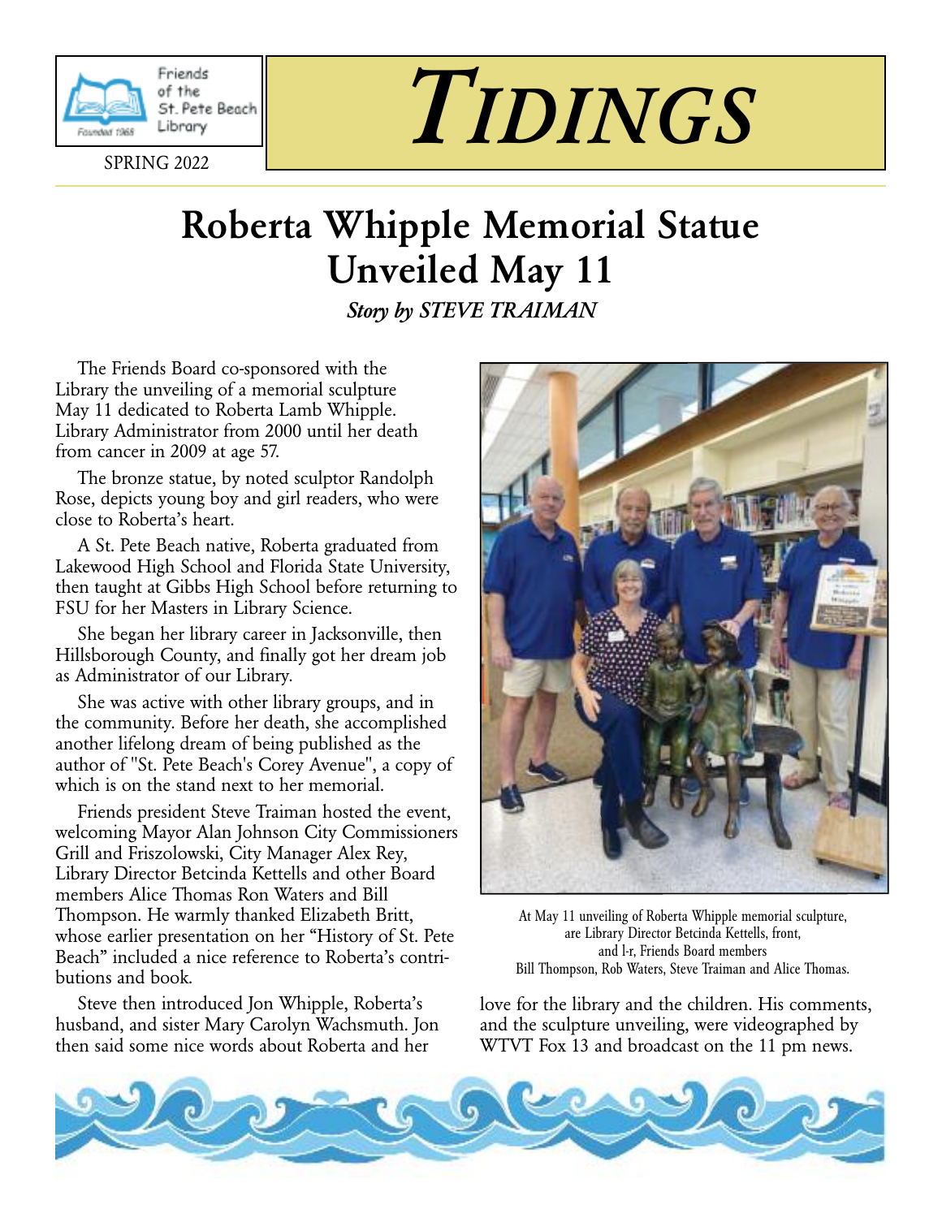Friends of the St. Pete Beach Library

Founded 1968

SPRING 2022

# TIDINGS

## Roberta Whipple Memorial Statue Unveiled May 11

***Story by STEVE TRAIMAN***

The Friends Board co-sponsored with the Library the unveiling of a memorial sculpture May 11 dedicated to Roberta Lamb Whipple. Library Administrator from 2000 until her death from cancer in 2009 at age 57.

The bronze statue, by noted sculptor Randolph Rose, depicts young boy and girl readers, who were close to Roberta's heart.

A St. Pete Beach native, Roberta graduated from Lakewood High School and Florida State University, then taught at Gibbs High School before returning to FSU for her Masters in Library Science.

She began her library career in Jacksonville, then Hillsborough County, and finally got her dream job as Administrator of our Library.

She was active with other library groups, and in the community. Before her death, she accomplished another lifelong dream of being published as the author of "St. Pete Beach's Corey Avenue", a copy of which is on the stand next to her memorial.

Friends president Steve Traiman hosted the event, welcoming Mayor Alan Johnson City Commissioners Grill and Friszolowski, City Manager Alex Rey, Library Director Betcinda Kettells and other Board members Alice Thomas Ron Waters and Bill Thompson. He warmly thanked Elizabeth Britt, whose earlier presentation on her "History of St. Pete Beach" included a nice reference to Roberta's contributions and book.

Steve then introduced Jon Whipple, Roberta's husband, and sister Mary Carolyn Wachsmuth. Jon then said some nice words about Roberta and her love for the library and the children. His comments, and the sculpture unveiling, were videographed by WTVT Fox 13 and broadcast on the 11 pm news.

At May 11 unveiling of Roberta Whipple memorial sculpture, are Library Director Betcinda Kettells, front, and l-r, Friends Board members Bill Thompson, Rob Waters, Steve Traiman and Alice Thomas.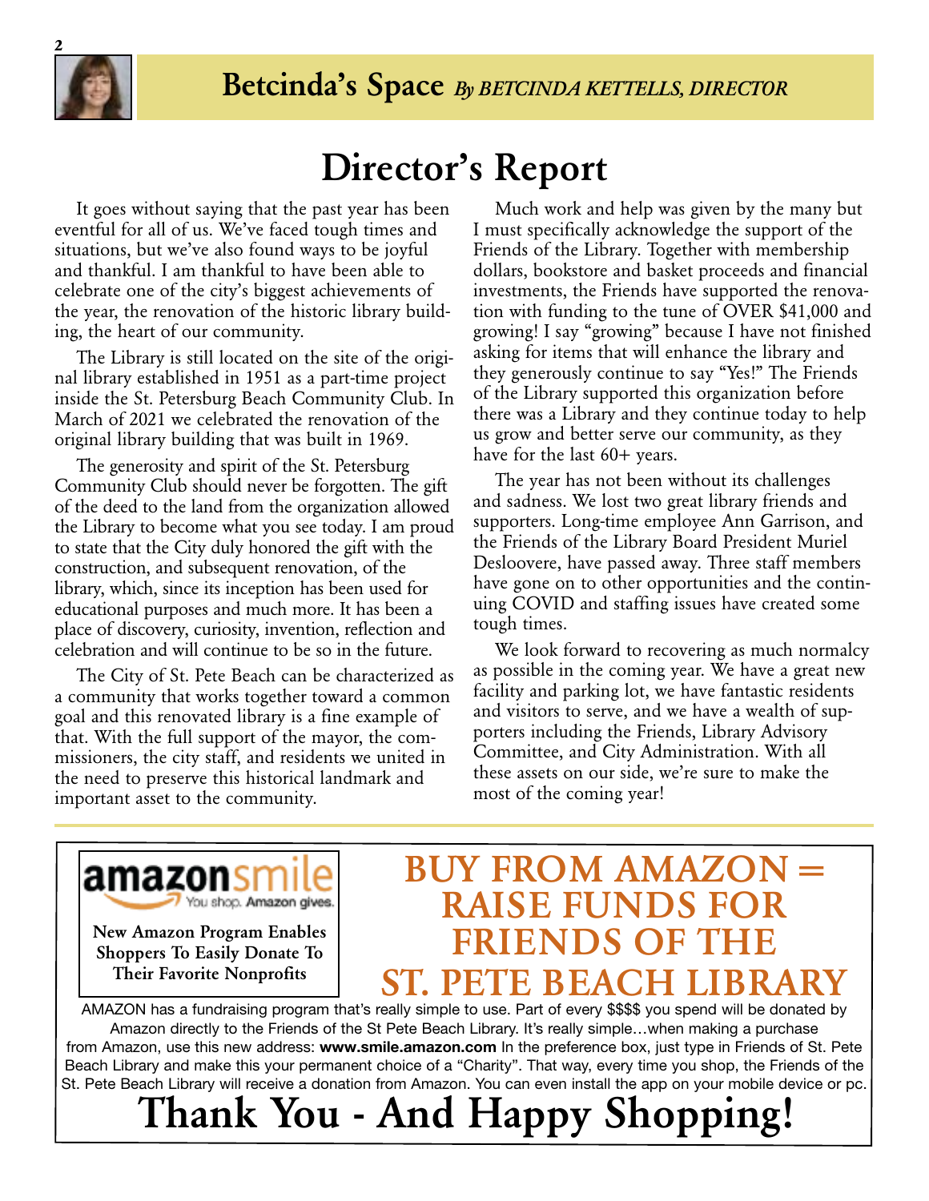## Betcinda's Space *By BETCINDA KETTELLS, DIRECTOR*

# Director's Report

It goes without saying that the past year has been eventful for all of us. We've faced tough times and situations, but we've also found ways to be joyful and thankful. I am thankful to have been able to celebrate one of the city's biggest achievements of the year, the renovation of the historic library building, the heart of our community.

The Library is still located on the site of the original library established in 1951 as a part-time project inside the St. Petersburg Beach Community Club. In March of 2021 we celebrated the renovation of the original library building that was built in 1969.

The generosity and spirit of the St. Petersburg Community Club should never be forgotten. The gift of the deed to the land from the organization allowed the Library to become what you see today. I am proud to state that the City duly honored the gift with the construction, and subsequent renovation, of the library, which, since its inception has been used for educational purposes and much more. It has been a place of discovery, curiosity, invention, reflection and celebration and will continue to be so in the future.

The City of St. Pete Beach can be characterized as a community that works together toward a common goal and this renovated library is a fine example of that. With the full support of the mayor, the commissioners, the city staff, and residents we united in the need to preserve this historical landmark and important asset to the community.

Much work and help was given by the many but I must specifically acknowledge the support of the Friends of the Library. Together with membership dollars, bookstore and basket proceeds and financial investments, the Friends have supported the renovation with funding to the tune of OVER $41,000 and growing! I say "growing" because I have not finished asking for items that will enhance the library and they generously continue to say "Yes!" The Friends of the Library supported this organization before there was a Library and they continue today to help us grow and better serve our community, as they have for the last 60+ years.

The year has not been without its challenges and sadness. We lost two great library friends and supporters. Long-time employee Ann Garrison, and the Friends of the Library Board President Muriel Desloovere, have passed away. Three staff members have gone on to other opportunities and the continuing COVID and staffing issues have created some tough times.

We look forward to recovering as much normalcy as possible in the coming year. We have a great new facility and parking lot, we have fantastic residents and visitors to serve, and we have a wealth of supporters including the Friends, Library Advisory Committee, and City Administration. With all these assets on our side, we're sure to make the most of the coming year!

---

**amazonsmile** You shop. Amazon gives.

**New Amazon Program Enables Shoppers To Easily Donate To Their Favorite Nonprofits**

## BUY FROM AMAZON = RAISE FUNDS FOR FRIENDS OF THE ST. PETE BEACH LIBRARY

AMAZON has a fundraising program that's really simple to use. Part of every $$$$ you spend will be donated by Amazon directly to the Friends of the St Pete Beach Library. It's really simple…when making a purchase from Amazon, use this new address: **www.smile.amazon.com** In the preference box, just type in Friends of St. Pete Beach Library and make this your permanent choice of a "Charity". That way, every time you shop, the Friends of the St. Pete Beach Library will receive a donation from Amazon. You can even install the app on your mobile device or pc.

# Thank You - And Happy Shopping!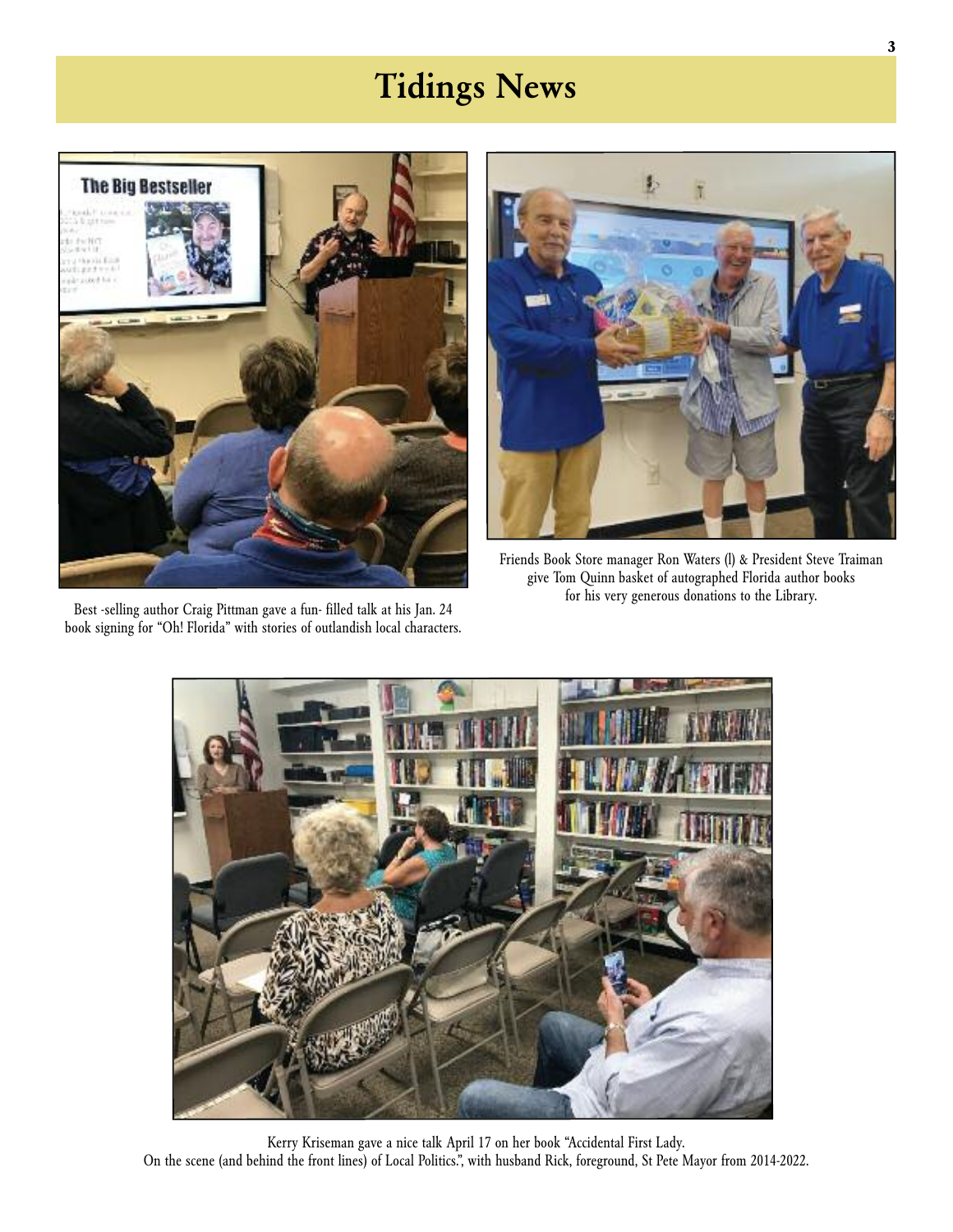# Tidings News

Best -selling author Craig Pittman gave a fun- filled talk at his Jan. 24 book signing for "Oh! Florida" with stories of outlandish local characters.

Friends Book Store manager Ron Waters (l) & President Steve Traiman give Tom Quinn basket of autographed Florida author books for his very generous donations to the Library.

Kerry Kriseman gave a nice talk April 17 on her book "Accidental First Lady. On the scene (and behind the front lines) of Local Politics.", with husband Rick, foreground, St Pete Mayor from 2014-2022.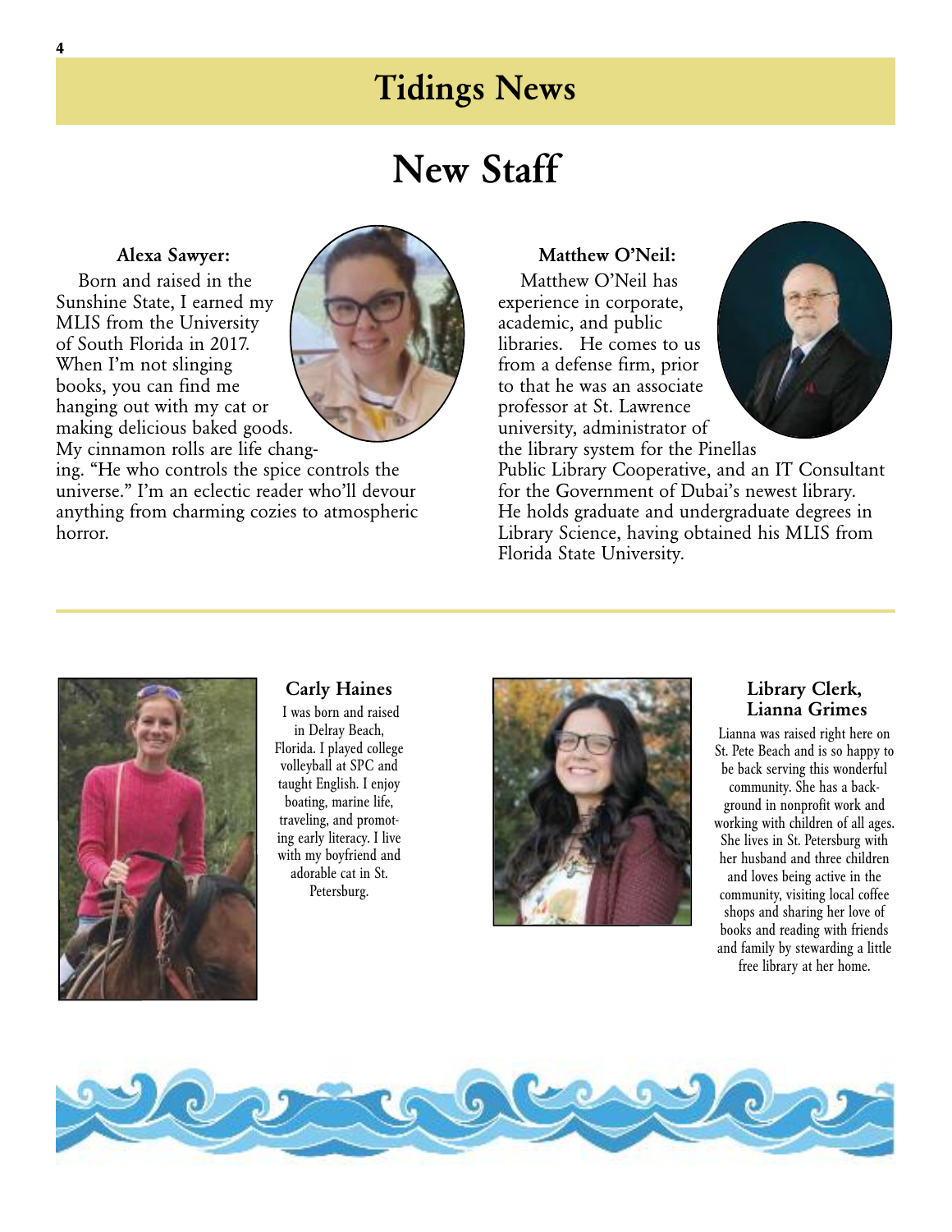# Tidings News

## New Staff

**Alexa Sawyer:**

Born and raised in the Sunshine State, I earned my MLIS from the University of South Florida in 2017. When I'm not slinging books, you can find me hanging out with my cat or making delicious baked goods. My cinnamon rolls are life changing. "He who controls the spice controls the universe." I'm an eclectic reader who'll devour anything from charming cozies to atmospheric horror.

**Matthew O'Neil:**

Matthew O'Neil has experience in corporate, academic, and public libraries. He comes to us from a defense firm, prior to that he was an associate professor at St. Lawrence university, administrator of the library system for the Pinellas Public Library Cooperative, and an IT Consultant for the Government of Dubai's newest library. He holds graduate and undergraduate degrees in Library Science, having obtained his MLIS from Florida State University.

**Carly Haines**

I was born and raised in Delray Beach, Florida. I played college volleyball at SPC and taught English. I enjoy boating, marine life, traveling, and promoting early literacy. I live with my boyfriend and adorable cat in St. Petersburg.

**Library Clerk, Lianna Grimes**

Lianna was raised right here on St. Pete Beach and is so happy to be back serving this wonderful community. She has a background in nonprofit work and working with children of all ages. She lives in St. Petersburg with her husband and three children and loves being active in the community, visiting local coffee shops and sharing her love of books and reading with friends and family by stewarding a little free library at her home.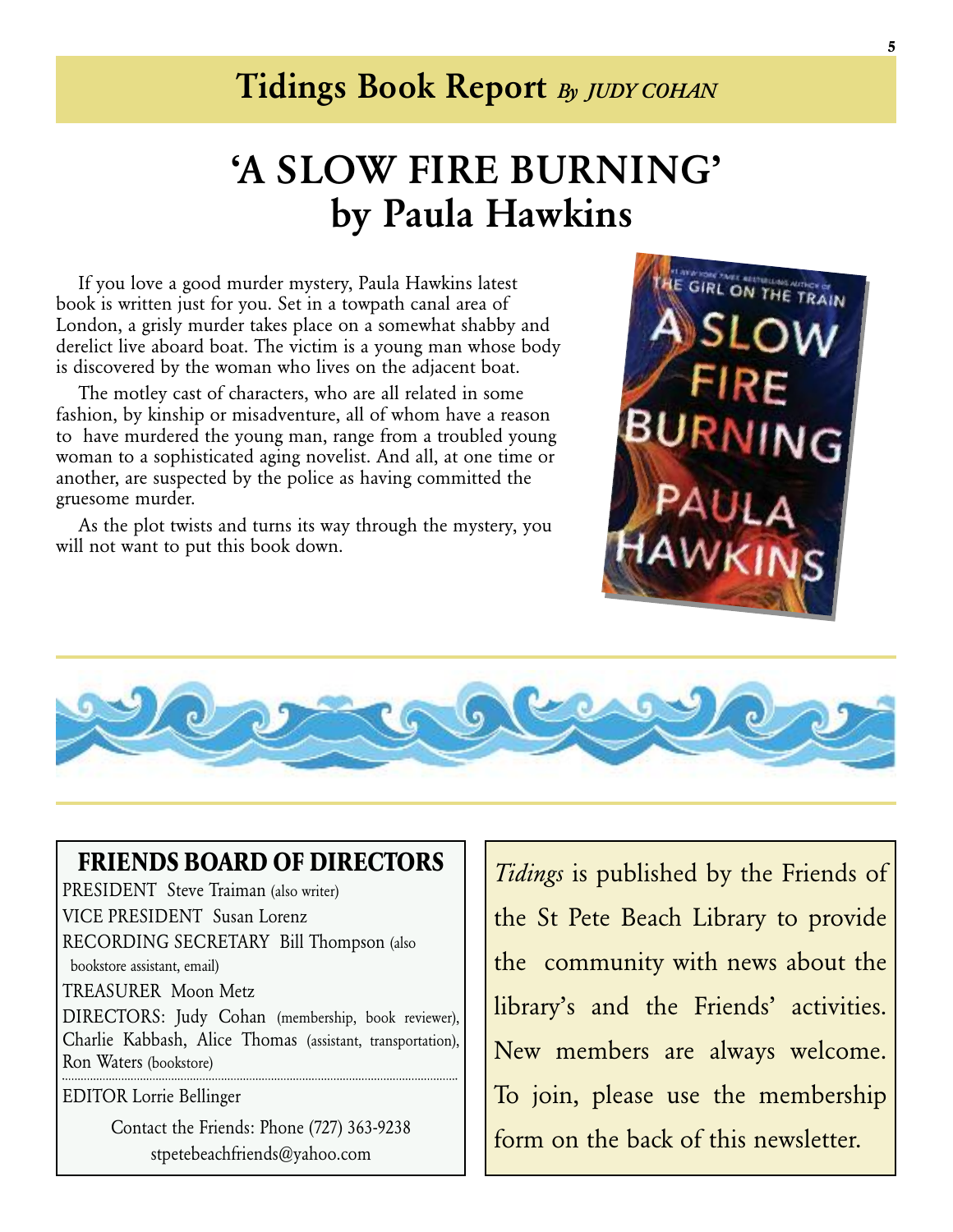## Tidings Book Report *By JUDY COHAN*

# 'A SLOW FIRE BURNING' by Paula Hawkins

If you love a good murder mystery, Paula Hawkins latest book is written just for you. Set in a towpath canal area of London, a grisly murder takes place on a somewhat shabby and derelict live aboard boat. The victim is a young man whose body is discovered by the woman who lives on the adjacent boat.

The motley cast of characters, who are all related in some fashion, by kinship or misadventure, all of whom have a reason to have murdered the young man, range from a troubled young woman to a sophisticated aging novelist. And all, at one time or another, are suspected by the police as having committed the gruesome murder.

As the plot twists and turns its way through the mystery, you will not want to put this book down.

### FRIENDS BOARD OF DIRECTORS

PRESIDENT Steve Traiman (also writer)

VICE PRESIDENT Susan Lorenz

RECORDING SECRETARY Bill Thompson (also bookstore assistant, email)

TREASURER Moon Metz

DIRECTORS: Judy Cohan (membership, book reviewer), Charlie Kabbash, Alice Thomas (assistant, transportation), Ron Waters (bookstore)

EDITOR Lorrie Bellinger

Contact the Friends: Phone (727) 363-9238
stpetebeachfriends@yahoo.com

*Tidings* is published by the Friends of the St Pete Beach Library to provide the community with news about the library's and the Friends' activities. New members are always welcome. To join, please use the membership form on the back of this newsletter.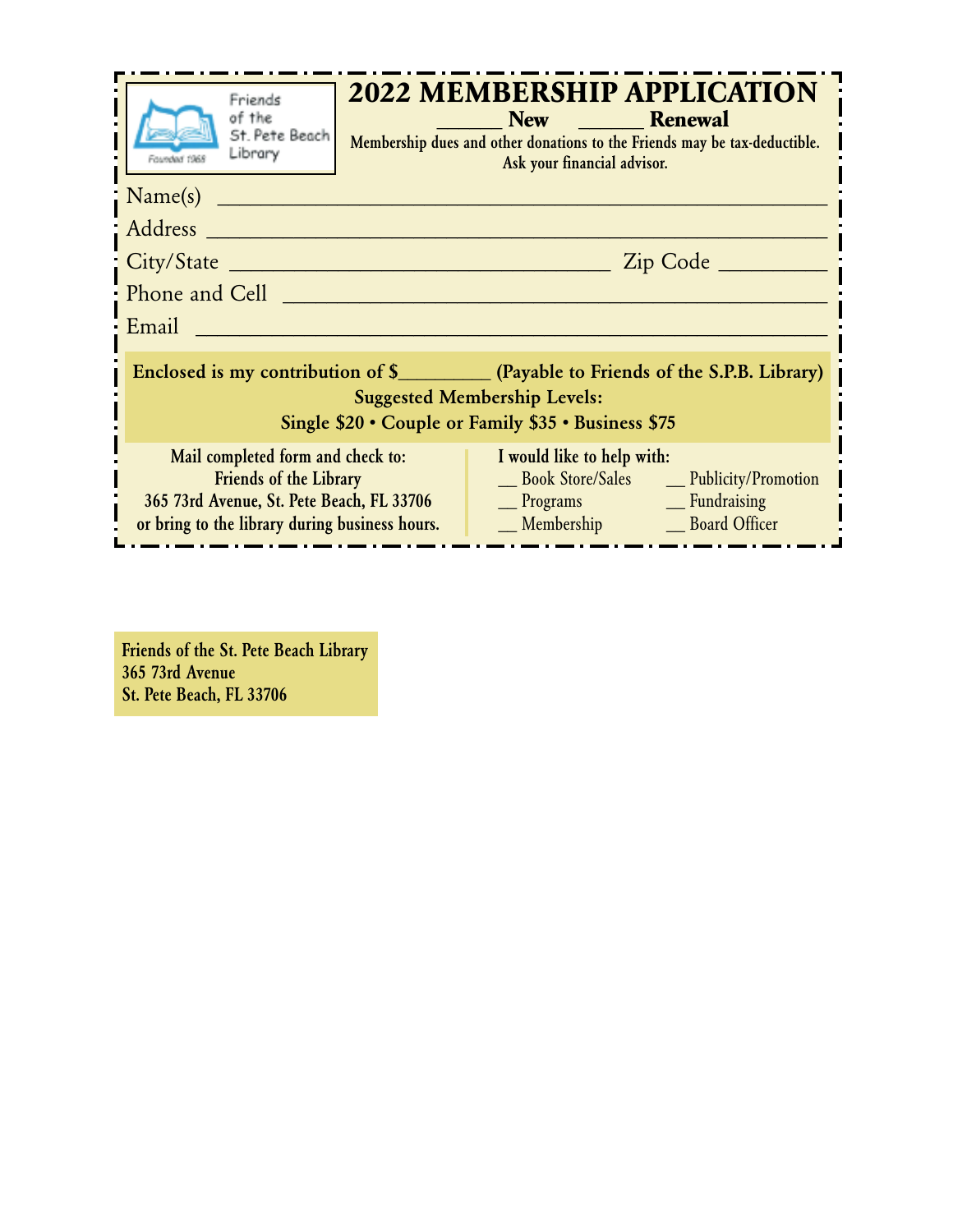Friends of the St. Pete Beach Library

Founded 1968

# 2022 MEMBERSHIP APPLICATION

**______ New ______ Renewal**

**Membership dues and other donations to the Friends may be tax-deductible. Ask your financial advisor.**

Name(s) ____________________________________________

Address ____________________________________________

City/State ______________________________ Zip Code _________

Phone and Cell ______________________________________

Email _____________________________________________

**Enclosed is my contribution of $_________ (Payable to Friends of the S.P.B. Library)**

**Suggested Membership Levels:**

**Single $20 • Couple or Family $35 • Business $75**

**Mail completed form and check to:**
**Friends of the Library**
**365 73rd Avenue, St. Pete Beach, FL 33706**
**or bring to the library during business hours.**

**I would like to help with:**

__ Book Store/Sales
__ Programs
__ Membership
__ Publicity/Promotion
__ Fundraising
__ Board Officer

**Friends of the St. Pete Beach Library**
**365 73rd Avenue**
**St. Pete Beach, FL 33706**